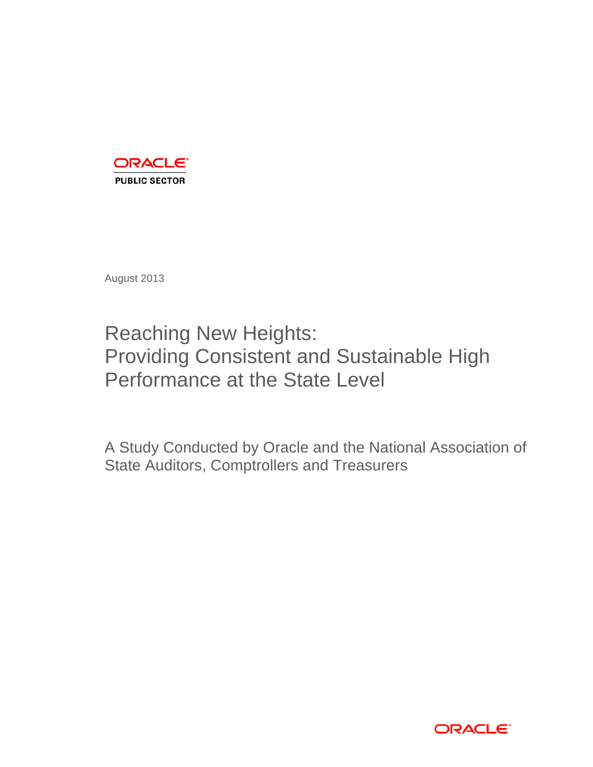ORACLE

PUBLIC SECTOR

August 2013

# Reaching New Heights: Providing Consistent and Sustainable High Performance at the State Level

A Study Conducted by Oracle and the National Association of State Auditors, Comptrollers and Treasurers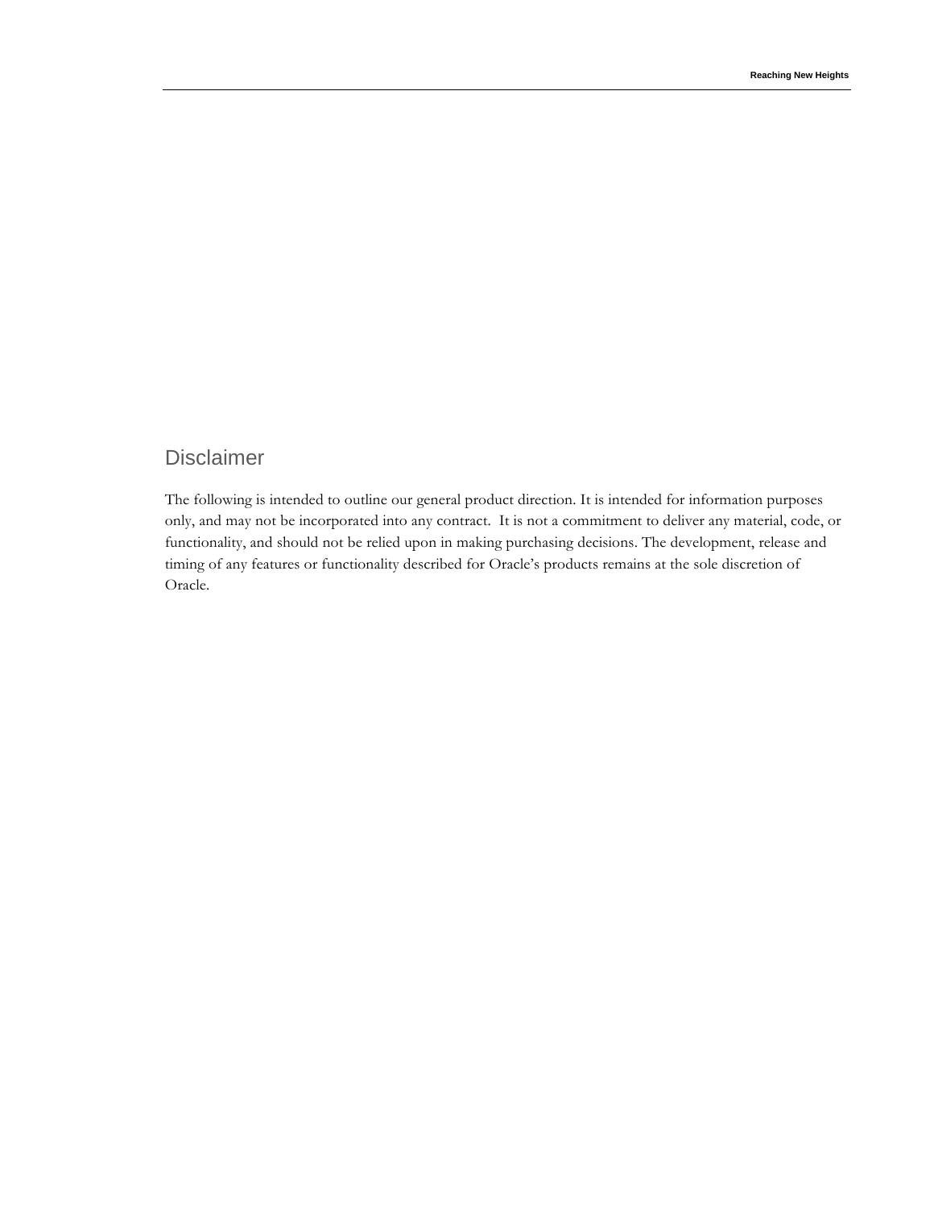## Disclaimer

The following is intended to outline our general product direction. It is intended for information purposes only, and may not be incorporated into any contract. It is not a commitment to deliver any material, code, or functionality, and should not be relied upon in making purchasing decisions. The development, release and timing of any features or functionality described for Oracle's products remains at the sole discretion of Oracle.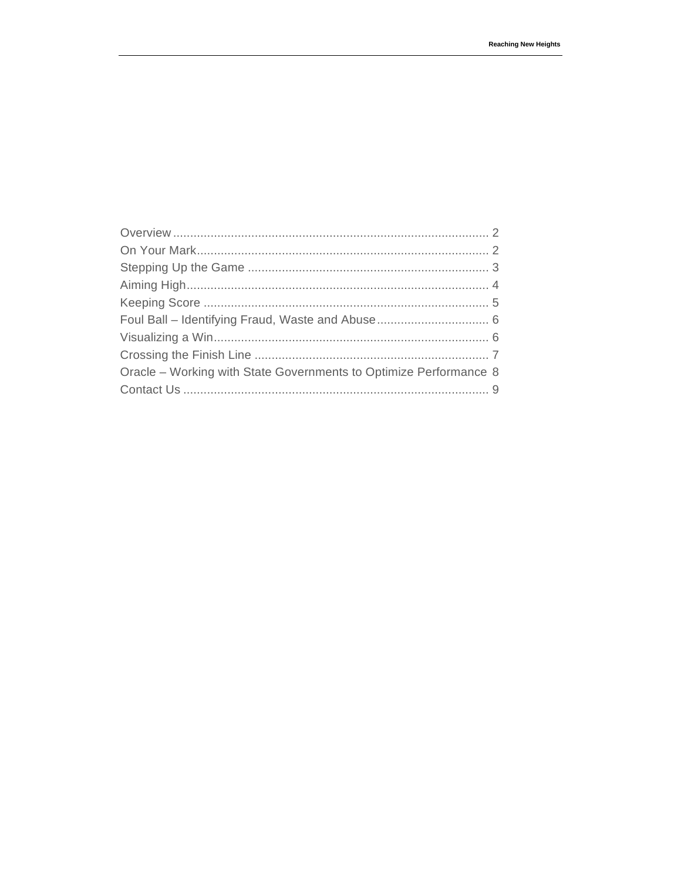Overview ........................................................................................... 2
On Your Mark..................................................................................... 2
Stepping Up the Game ...................................................................... 3
Aiming High........................................................................................ 4
Keeping Score ................................................................................... 5
Foul Ball – Identifying Fraud, Waste and Abuse................................. 6
Visualizing a Win................................................................................ 6
Crossing the Finish Line .................................................................... 7
Oracle – Working with State Governments to Optimize Performance 8
Contact Us ......................................................................................... 9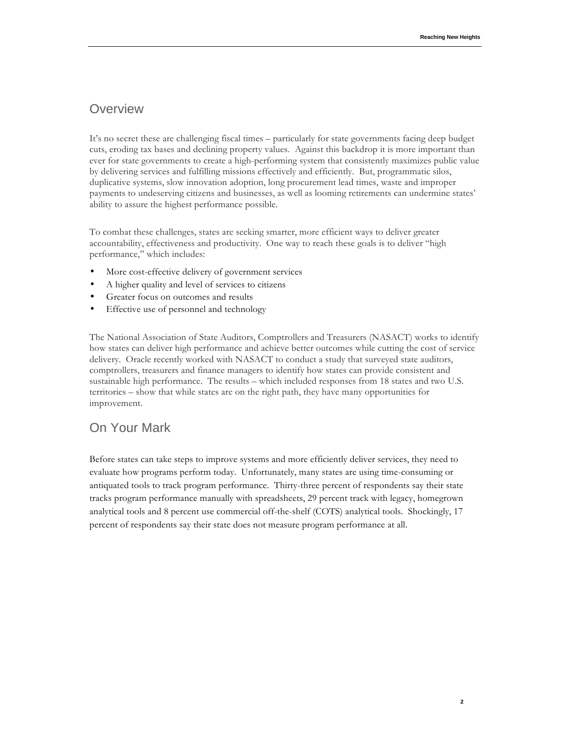## Overview

It's no secret these are challenging fiscal times – particularly for state governments facing deep budget cuts, eroding tax bases and declining property values. Against this backdrop it is more important than ever for state governments to create a high-performing system that consistently maximizes public value by delivering services and fulfilling missions effectively and efficiently. But, programmatic silos, duplicative systems, slow innovation adoption, long procurement lead times, waste and improper payments to undeserving citizens and businesses, as well as looming retirements can undermine states' ability to assure the highest performance possible.

To combat these challenges, states are seeking smarter, more efficient ways to deliver greater accountability, effectiveness and productivity. One way to reach these goals is to deliver "high performance," which includes:

- More cost-effective delivery of government services
- A higher quality and level of services to citizens
- Greater focus on outcomes and results
- Effective use of personnel and technology

The National Association of State Auditors, Comptrollers and Treasurers (NASACT) works to identify how states can deliver high performance and achieve better outcomes while cutting the cost of service delivery. Oracle recently worked with NASACT to conduct a study that surveyed state auditors, comptrollers, treasurers and finance managers to identify how states can provide consistent and sustainable high performance. The results – which included responses from 18 states and two U.S. territories – show that while states are on the right path, they have many opportunities for improvement.

## On Your Mark

Before states can take steps to improve systems and more efficiently deliver services, they need to evaluate how programs perform today. Unfortunately, many states are using time-consuming or antiquated tools to track program performance. Thirty-three percent of respondents say their state tracks program performance manually with spreadsheets, 29 percent track with legacy, homegrown analytical tools and 8 percent use commercial off-the-shelf (COTS) analytical tools. Shockingly, 17 percent of respondents say their state does not measure program performance at all.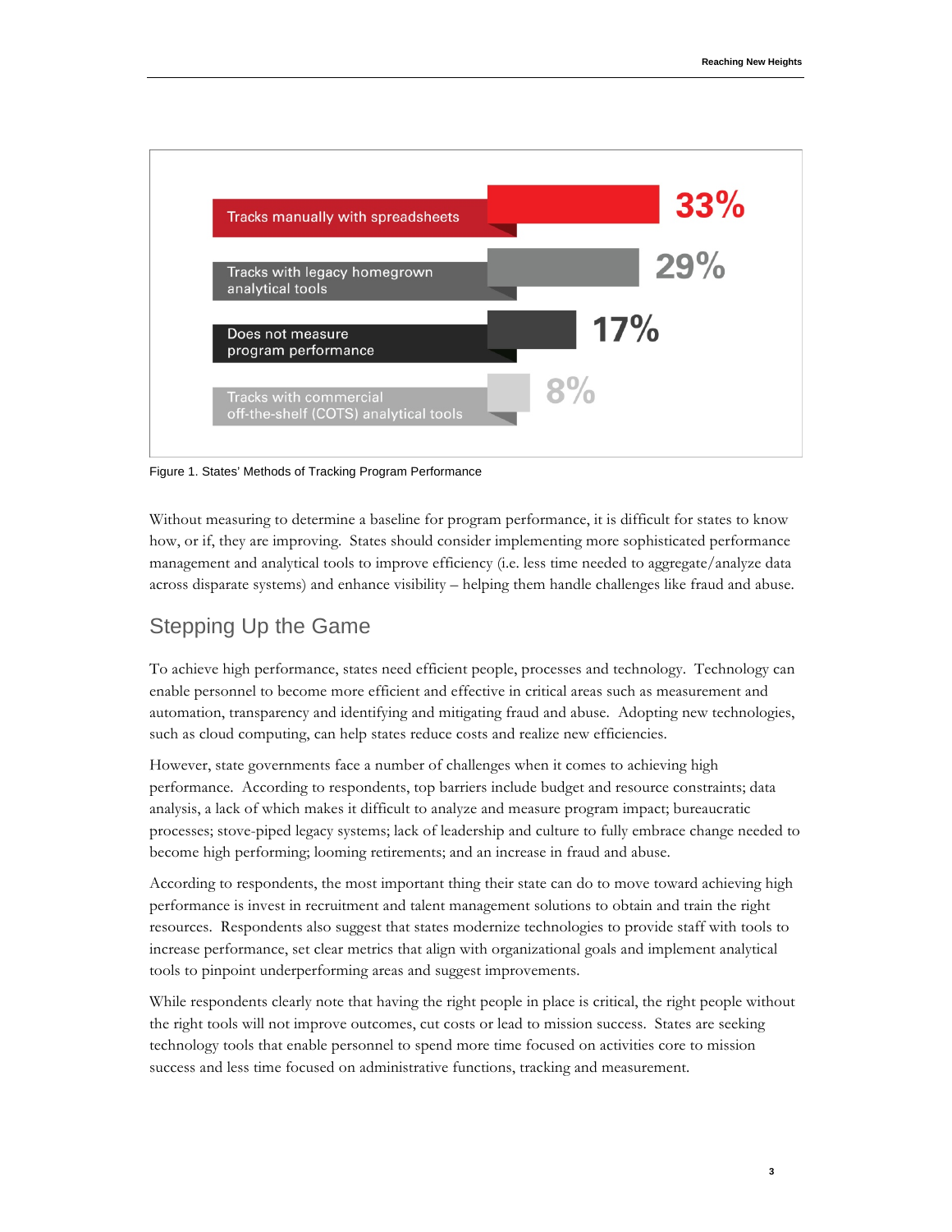| Method | Percentage |
| --- | --- |
| Tracks manually with spreadsheets | 33% |
| Tracks with legacy homegrown analytical tools | 29% |
| Does not measure program performance | 17% |
| Tracks with commercial off-the-shelf (COTS) analytical tools | 8% |

Figure 1. States' Methods of Tracking Program Performance

Without measuring to determine a baseline for program performance, it is difficult for states to know how, or if, they are improving. States should consider implementing more sophisticated performance management and analytical tools to improve efficiency (i.e. less time needed to aggregate/analyze data across disparate systems) and enhance visibility – helping them handle challenges like fraud and abuse.

## Stepping Up the Game

To achieve high performance, states need efficient people, processes and technology. Technology can enable personnel to become more efficient and effective in critical areas such as measurement and automation, transparency and identifying and mitigating fraud and abuse. Adopting new technologies, such as cloud computing, can help states reduce costs and realize new efficiencies.

However, state governments face a number of challenges when it comes to achieving high performance. According to respondents, top barriers include budget and resource constraints; data analysis, a lack of which makes it difficult to analyze and measure program impact; bureaucratic processes; stove-piped legacy systems; lack of leadership and culture to fully embrace change needed to become high performing; looming retirements; and an increase in fraud and abuse.

According to respondents, the most important thing their state can do to move toward achieving high performance is invest in recruitment and talent management solutions to obtain and train the right resources. Respondents also suggest that states modernize technologies to provide staff with tools to increase performance, set clear metrics that align with organizational goals and implement analytical tools to pinpoint underperforming areas and suggest improvements.

While respondents clearly note that having the right people in place is critical, the right people without the right tools will not improve outcomes, cut costs or lead to mission success. States are seeking technology tools that enable personnel to spend more time focused on activities core to mission success and less time focused on administrative functions, tracking and measurement.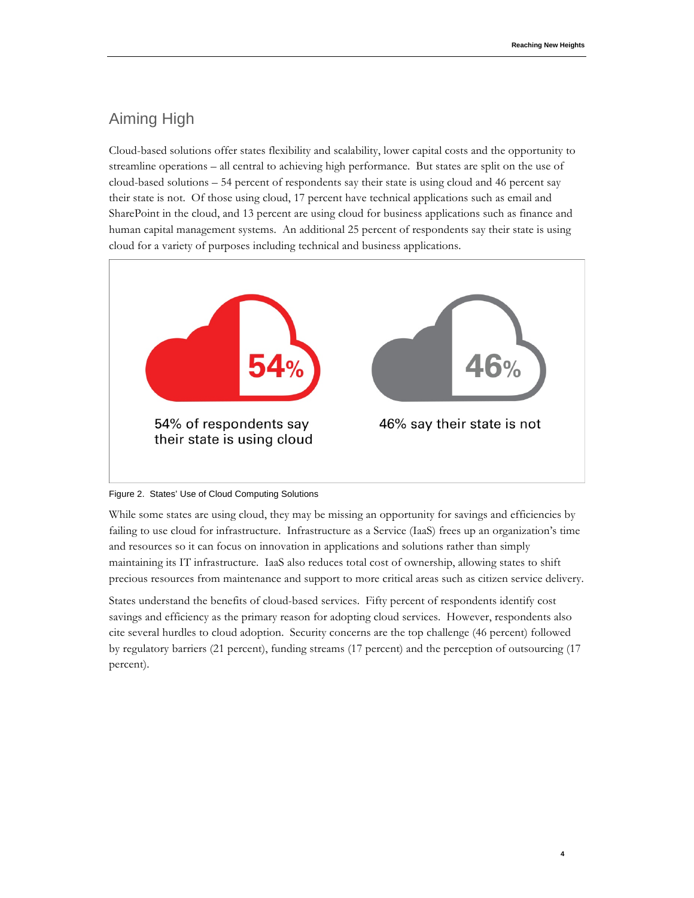## Aiming High

Cloud-based solutions offer states flexibility and scalability, lower capital costs and the opportunity to streamline operations – all central to achieving high performance. But states are split on the use of cloud-based solutions – 54 percent of respondents say their state is using cloud and 46 percent say their state is not. Of those using cloud, 17 percent have technical applications such as email and SharePoint in the cloud, and 13 percent are using cloud for business applications such as finance and human capital management systems. An additional 25 percent of respondents say their state is using cloud for a variety of purposes including technical and business applications.

54%

54% of respondents say their state is using cloud

46%

46% say their state is not

Figure 2. States' Use of Cloud Computing Solutions

While some states are using cloud, they may be missing an opportunity for savings and efficiencies by failing to use cloud for infrastructure. Infrastructure as a Service (IaaS) frees up an organization's time and resources so it can focus on innovation in applications and solutions rather than simply maintaining its IT infrastructure. IaaS also reduces total cost of ownership, allowing states to shift precious resources from maintenance and support to more critical areas such as citizen service delivery.

States understand the benefits of cloud-based services. Fifty percent of respondents identify cost savings and efficiency as the primary reason for adopting cloud services. However, respondents also cite several hurdles to cloud adoption. Security concerns are the top challenge (46 percent) followed by regulatory barriers (21 percent), funding streams (17 percent) and the perception of outsourcing (17 percent).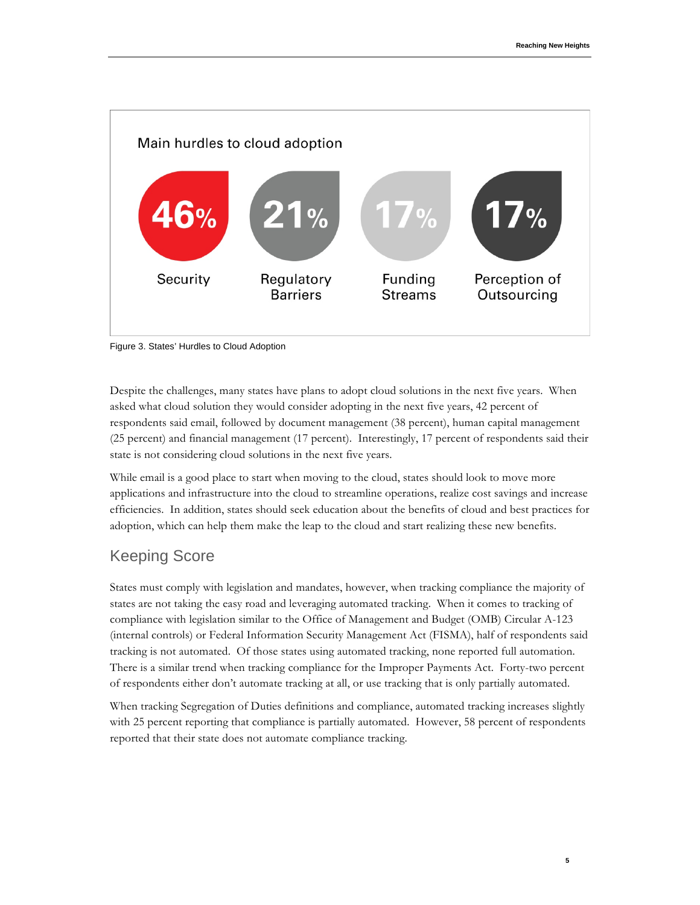Main hurdles to cloud adoption

| 46% | 21% | 17% | 17% |
| --- | --- | --- | --- |
| Security | Regulatory Barriers | Funding Streams | Perception of Outsourcing |

Figure 3. States' Hurdles to Cloud Adoption

Despite the challenges, many states have plans to adopt cloud solutions in the next five years. When asked what cloud solution they would consider adopting in the next five years, 42 percent of respondents said email, followed by document management (38 percent), human capital management (25 percent) and financial management (17 percent). Interestingly, 17 percent of respondents said their state is not considering cloud solutions in the next five years.

While email is a good place to start when moving to the cloud, states should look to move more applications and infrastructure into the cloud to streamline operations, realize cost savings and increase efficiencies. In addition, states should seek education about the benefits of cloud and best practices for adoption, which can help them make the leap to the cloud and start realizing these new benefits.

## Keeping Score

States must comply with legislation and mandates, however, when tracking compliance the majority of states are not taking the easy road and leveraging automated tracking. When it comes to tracking of compliance with legislation similar to the Office of Management and Budget (OMB) Circular A-123 (internal controls) or Federal Information Security Management Act (FISMA), half of respondents said tracking is not automated. Of those states using automated tracking, none reported full automation. There is a similar trend when tracking compliance for the Improper Payments Act. Forty-two percent of respondents either don't automate tracking at all, or use tracking that is only partially automated.

When tracking Segregation of Duties definitions and compliance, automated tracking increases slightly with 25 percent reporting that compliance is partially automated. However, 58 percent of respondents reported that their state does not automate compliance tracking.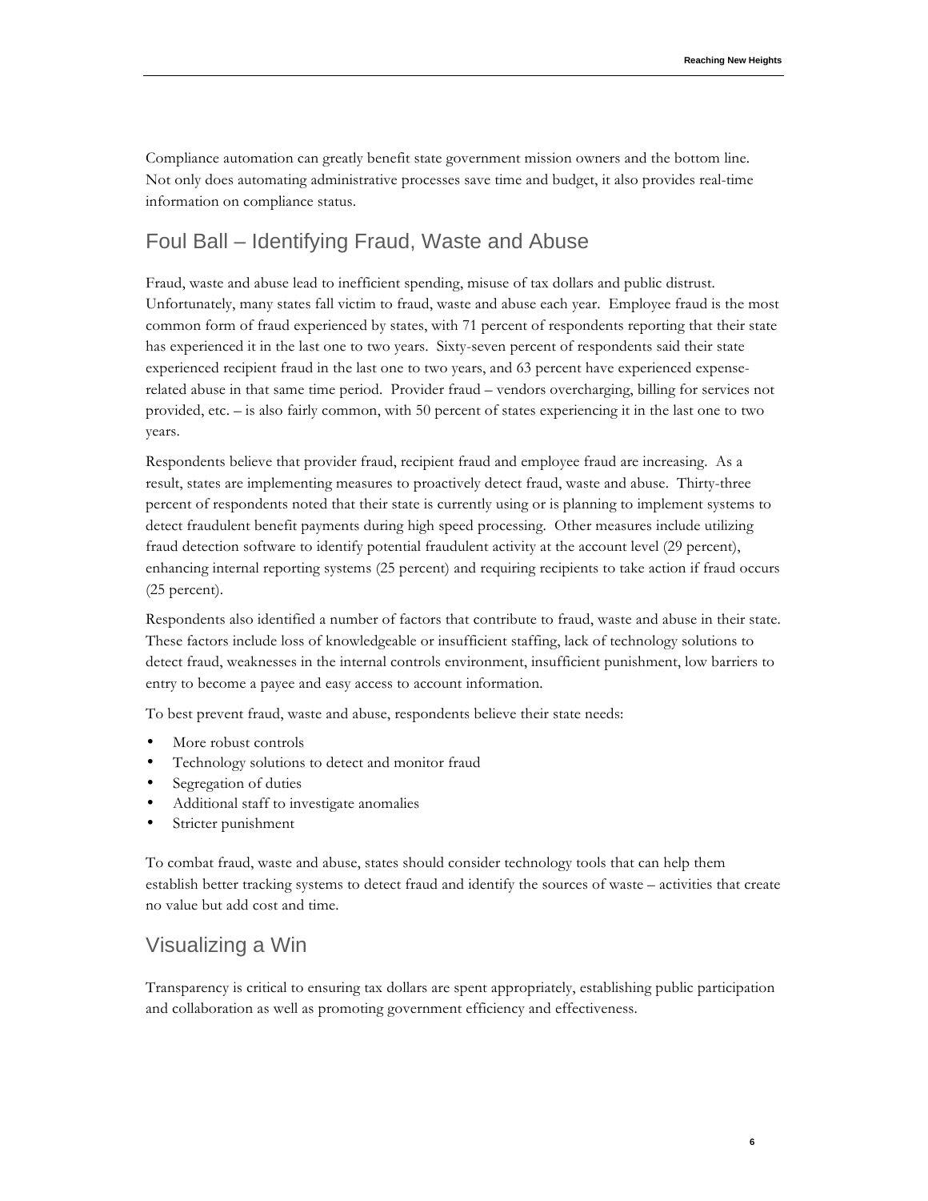Compliance automation can greatly benefit state government mission owners and the bottom line. Not only does automating administrative processes save time and budget, it also provides real-time information on compliance status.

## Foul Ball – Identifying Fraud, Waste and Abuse

Fraud, waste and abuse lead to inefficient spending, misuse of tax dollars and public distrust. Unfortunately, many states fall victim to fraud, waste and abuse each year. Employee fraud is the most common form of fraud experienced by states, with 71 percent of respondents reporting that their state has experienced it in the last one to two years. Sixty-seven percent of respondents said their state experienced recipient fraud in the last one to two years, and 63 percent have experienced expense-related abuse in that same time period. Provider fraud – vendors overcharging, billing for services not provided, etc. – is also fairly common, with 50 percent of states experiencing it in the last one to two years.

Respondents believe that provider fraud, recipient fraud and employee fraud are increasing. As a result, states are implementing measures to proactively detect fraud, waste and abuse. Thirty-three percent of respondents noted that their state is currently using or is planning to implement systems to detect fraudulent benefit payments during high speed processing. Other measures include utilizing fraud detection software to identify potential fraudulent activity at the account level (29 percent), enhancing internal reporting systems (25 percent) and requiring recipients to take action if fraud occurs (25 percent).

Respondents also identified a number of factors that contribute to fraud, waste and abuse in their state. These factors include loss of knowledgeable or insufficient staffing, lack of technology solutions to detect fraud, weaknesses in the internal controls environment, insufficient punishment, low barriers to entry to become a payee and easy access to account information.

To best prevent fraud, waste and abuse, respondents believe their state needs:

- More robust controls
- Technology solutions to detect and monitor fraud
- Segregation of duties
- Additional staff to investigate anomalies
- Stricter punishment

To combat fraud, waste and abuse, states should consider technology tools that can help them establish better tracking systems to detect fraud and identify the sources of waste – activities that create no value but add cost and time.

## Visualizing a Win

Transparency is critical to ensuring tax dollars are spent appropriately, establishing public participation and collaboration as well as promoting government efficiency and effectiveness.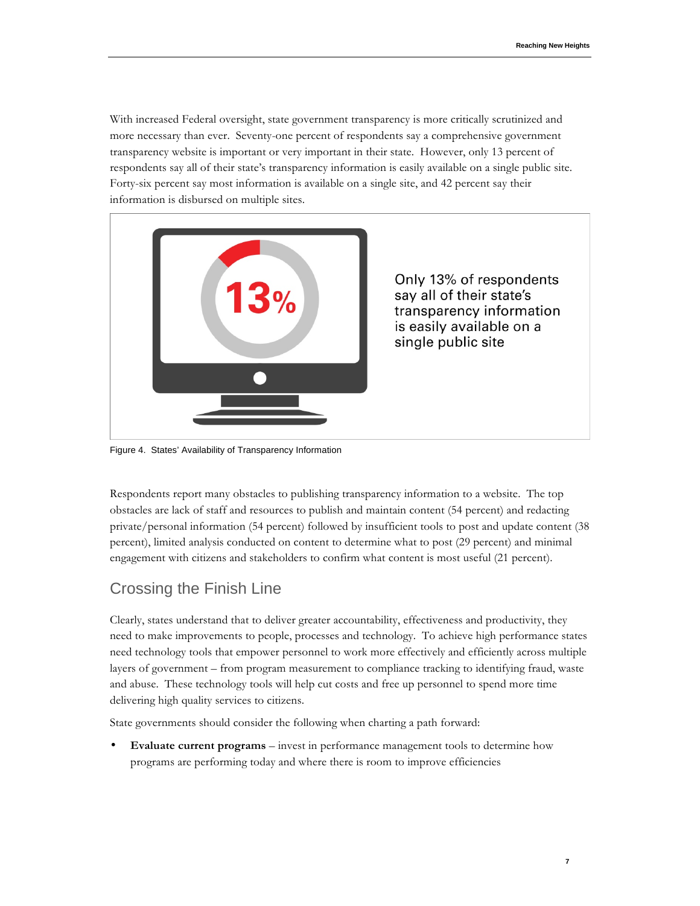With increased Federal oversight, state government transparency is more critically scrutinized and more necessary than ever. Seventy-one percent of respondents say a comprehensive government transparency website is important or very important in their state. However, only 13 percent of respondents say all of their state's transparency information is easily available on a single public site. Forty-six percent say most information is available on a single site, and 42 percent say their information is disbursed on multiple sites.

13%

Only 13% of respondents say all of their state's transparency information is easily available on a single public site

Figure 4. States' Availability of Transparency Information

Respondents report many obstacles to publishing transparency information to a website. The top obstacles are lack of staff and resources to publish and maintain content (54 percent) and redacting private/personal information (54 percent) followed by insufficient tools to post and update content (38 percent), limited analysis conducted on content to determine what to post (29 percent) and minimal engagement with citizens and stakeholders to confirm what content is most useful (21 percent).

## Crossing the Finish Line

Clearly, states understand that to deliver greater accountability, effectiveness and productivity, they need to make improvements to people, processes and technology. To achieve high performance states need technology tools that empower personnel to work more effectively and efficiently across multiple layers of government – from program measurement to compliance tracking to identifying fraud, waste and abuse. These technology tools will help cut costs and free up personnel to spend more time delivering high quality services to citizens.

State governments should consider the following when charting a path forward:

- **Evaluate current programs** – invest in performance management tools to determine how programs are performing today and where there is room to improve efficiencies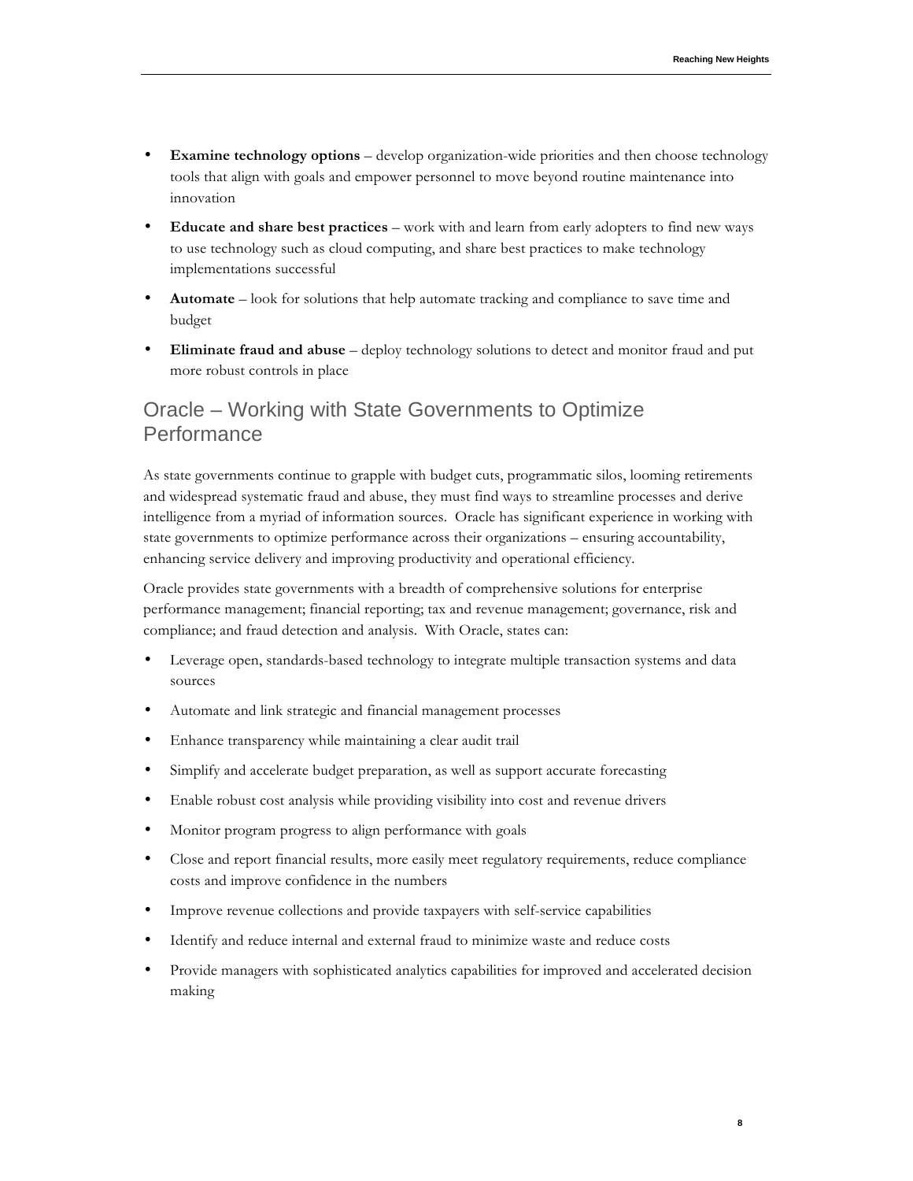- **Examine technology options** – develop organization-wide priorities and then choose technology tools that align with goals and empower personnel to move beyond routine maintenance into innovation
- **Educate and share best practices** – work with and learn from early adopters to find new ways to use technology such as cloud computing, and share best practices to make technology implementations successful
- **Automate** – look for solutions that help automate tracking and compliance to save time and budget
- **Eliminate fraud and abuse** – deploy technology solutions to detect and monitor fraud and put more robust controls in place

## Oracle – Working with State Governments to Optimize Performance

As state governments continue to grapple with budget cuts, programmatic silos, looming retirements and widespread systematic fraud and abuse, they must find ways to streamline processes and derive intelligence from a myriad of information sources. Oracle has significant experience in working with state governments to optimize performance across their organizations – ensuring accountability, enhancing service delivery and improving productivity and operational efficiency.

Oracle provides state governments with a breadth of comprehensive solutions for enterprise performance management; financial reporting; tax and revenue management; governance, risk and compliance; and fraud detection and analysis. With Oracle, states can:

- Leverage open, standards-based technology to integrate multiple transaction systems and data sources
- Automate and link strategic and financial management processes
- Enhance transparency while maintaining a clear audit trail
- Simplify and accelerate budget preparation, as well as support accurate forecasting
- Enable robust cost analysis while providing visibility into cost and revenue drivers
- Monitor program progress to align performance with goals
- Close and report financial results, more easily meet regulatory requirements, reduce compliance costs and improve confidence in the numbers
- Improve revenue collections and provide taxpayers with self-service capabilities
- Identify and reduce internal and external fraud to minimize waste and reduce costs
- Provide managers with sophisticated analytics capabilities for improved and accelerated decision making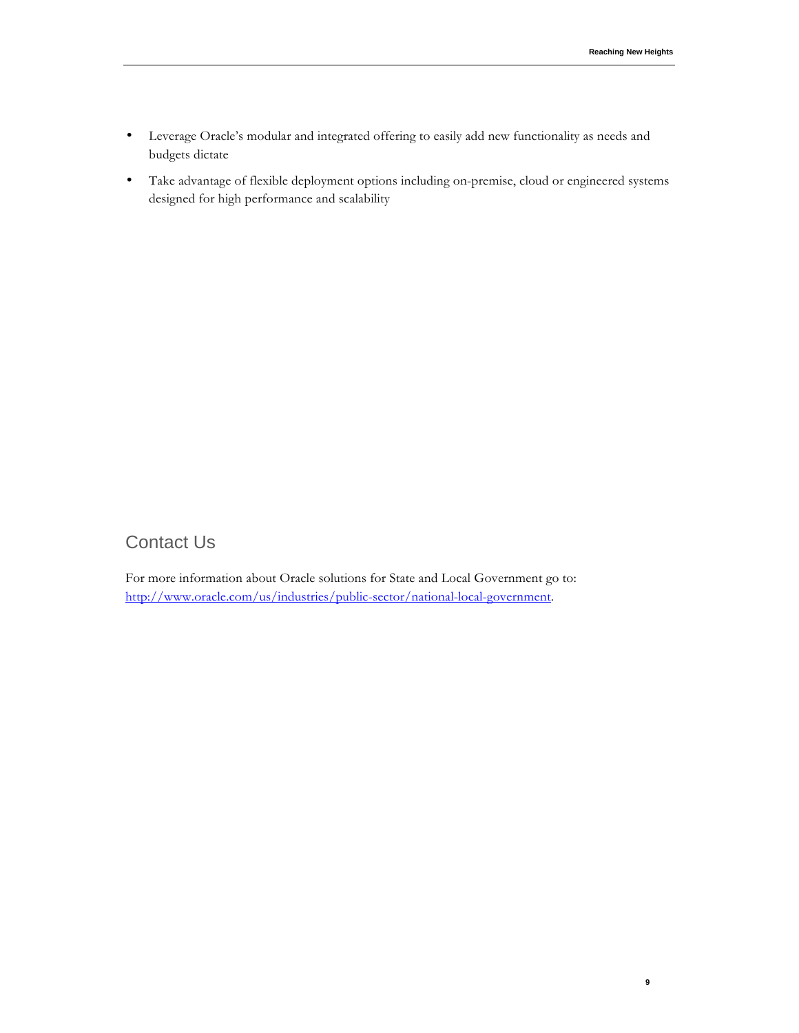- Leverage Oracle's modular and integrated offering to easily add new functionality as needs and budgets dictate
- Take advantage of flexible deployment options including on-premise, cloud or engineered systems designed for high performance and scalability

## Contact Us

For more information about Oracle solutions for State and Local Government go to: http://www.oracle.com/us/industries/public-sector/national-local-government.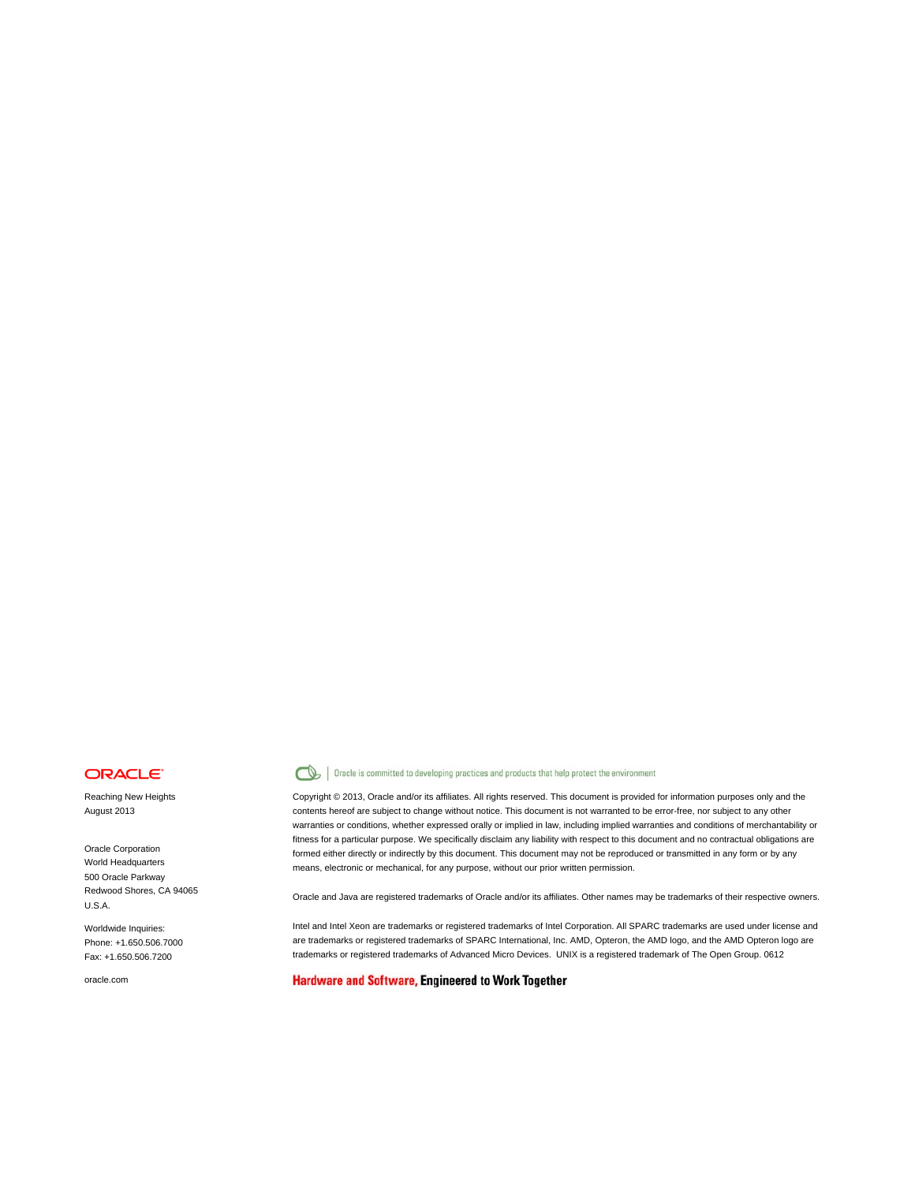ORACLE

Reaching New Heights
August 2013

Oracle Corporation
World Headquarters
500 Oracle Parkway
Redwood Shores, CA 94065
U.S.A.

Worldwide Inquiries:
Phone: +1.650.506.7000
Fax: +1.650.506.7200

oracle.com

Oracle is committed to developing practices and products that help protect the environment

Copyright © 2013, Oracle and/or its affiliates. All rights reserved. This document is provided for information purposes only and the contents hereof are subject to change without notice. This document is not warranted to be error-free, nor subject to any other warranties or conditions, whether expressed orally or implied in law, including implied warranties and conditions of merchantability or fitness for a particular purpose. We specifically disclaim any liability with respect to this document and no contractual obligations are formed either directly or indirectly by this document. This document may not be reproduced or transmitted in any form or by any means, electronic or mechanical, for any purpose, without our prior written permission.

Oracle and Java are registered trademarks of Oracle and/or its affiliates. Other names may be trademarks of their respective owners.

Intel and Intel Xeon are trademarks or registered trademarks of Intel Corporation. All SPARC trademarks are used under license and are trademarks or registered trademarks of SPARC International, Inc. AMD, Opteron, the AMD logo, and the AMD Opteron logo are trademarks or registered trademarks of Advanced Micro Devices. UNIX is a registered trademark of The Open Group. 0612

**Hardware and Software, Engineered to Work Together**